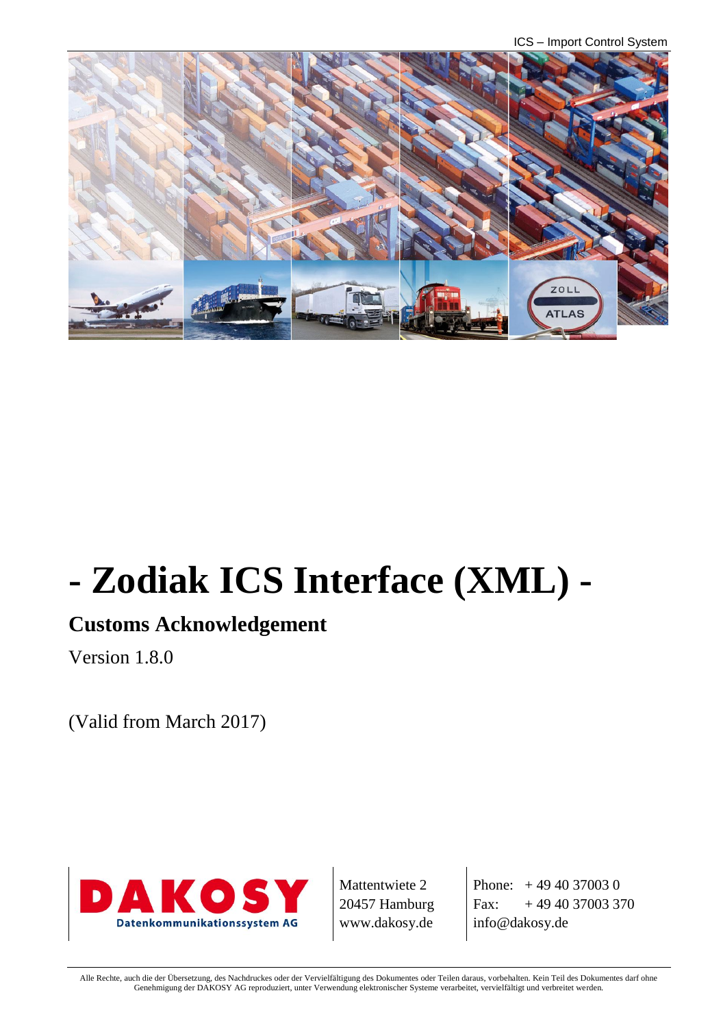# - Zodiak ICS Interface (XML) -

## Customs Acknowledgement

Version 1.8.0

(Valid from March 2017)

DAKOSY
Datenkommunikationssystem AG

Mattentwiete 2
20457 Hamburg
www.dakosy.de

Phone: + 49 40 37003 0
Fax: + 49 40 37003 370
info@dakosy.de

Alle Rechte, auch die der Übersetzung, des Nachdruckes oder der Vervielfältigung des Dokumentes oder Teilen daraus, vorbehalten. Kein Teil des Dokumentes darf ohne Genehmigung der DAKOSY AG reproduziert, unter Verwendung elektronischer Systeme verarbeitet, vervielfältigt und verbreitet werden.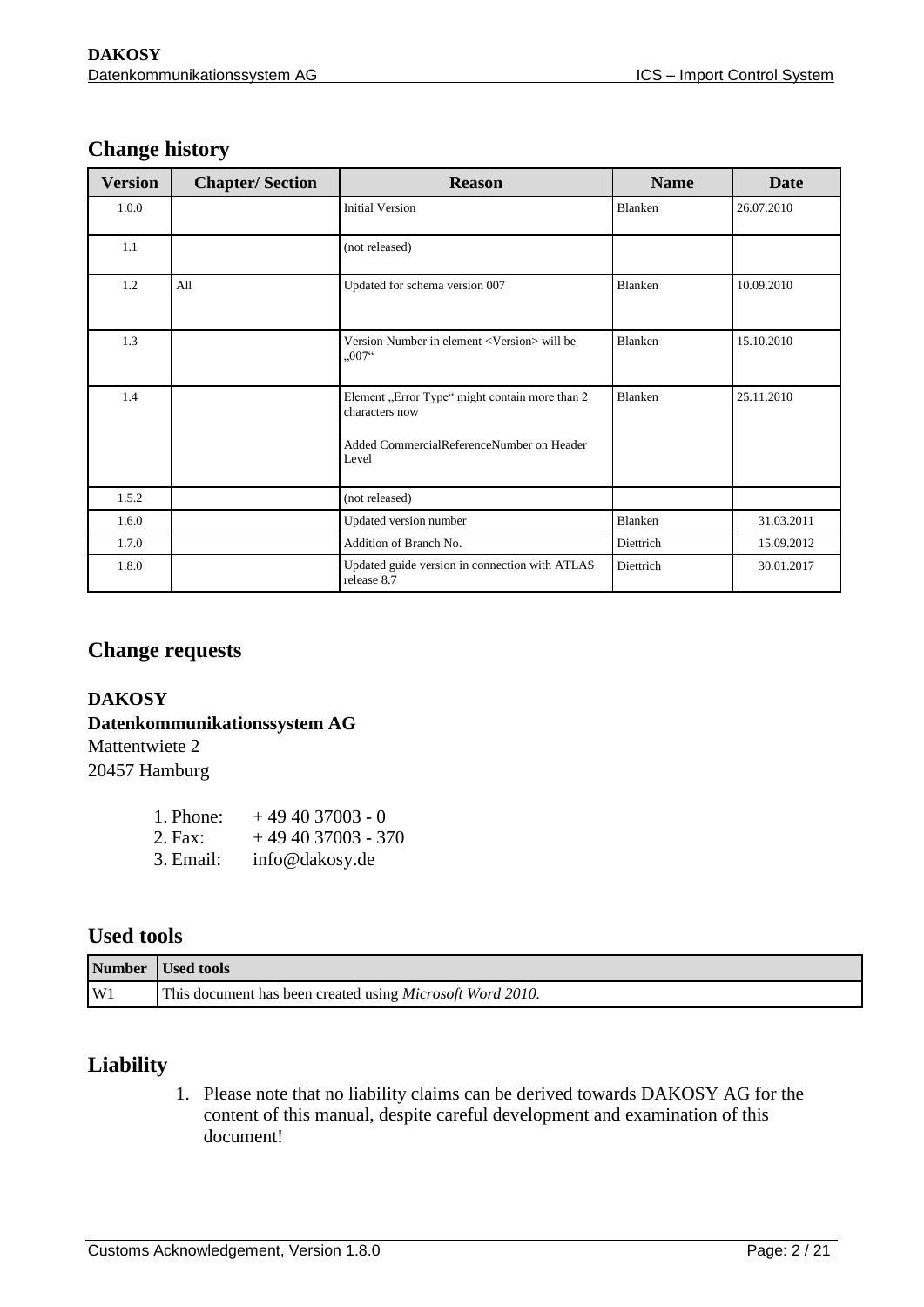## Change history

| Version | Chapter/ Section | Reason | Name | Date |
|---|---|---|---|---|
| 1.0.0 | | Initial Version | Blanken | 26.07.2010 |
| 1.1 | | (not released) | | |
| 1.2 | All | Updated for schema version 007 | Blanken | 10.09.2010 |
| 1.3 | | Version Number in element <Version> will be „007“ | Blanken | 15.10.2010 |
| 1.4 | | Element „Error Type“ might contain more than 2 characters now<br><br>Added CommercialReferenceNumber on Header Level | Blanken | 25.11.2010 |
| 1.5.2 | | (not released) | | |
| 1.6.0 | | Updated version number | Blanken | 31.03.2011 |
| 1.7.0 | | Addition of Branch No. | Diettrich | 15.09.2012 |
| 1.8.0 | | Updated guide version in connection with ATLAS release 8.7 | Diettrich | 30.01.2017 |

## Change requests

**DAKOSY**
**Datenkommunikationssystem AG**
Mattentwiete 2
20457 Hamburg

1. Phone: + 49 40 37003 - 0
2. Fax: + 49 40 37003 - 370
3. Email: info@dakosy.de

## Used tools

| Number | Used tools |
|---|---|
| W1 | This document has been created using *Microsoft Word 2010.* |

## Liability

1. Please note that no liability claims can be derived towards DAKOSY AG for the content of this manual, despite careful development and examination of this document!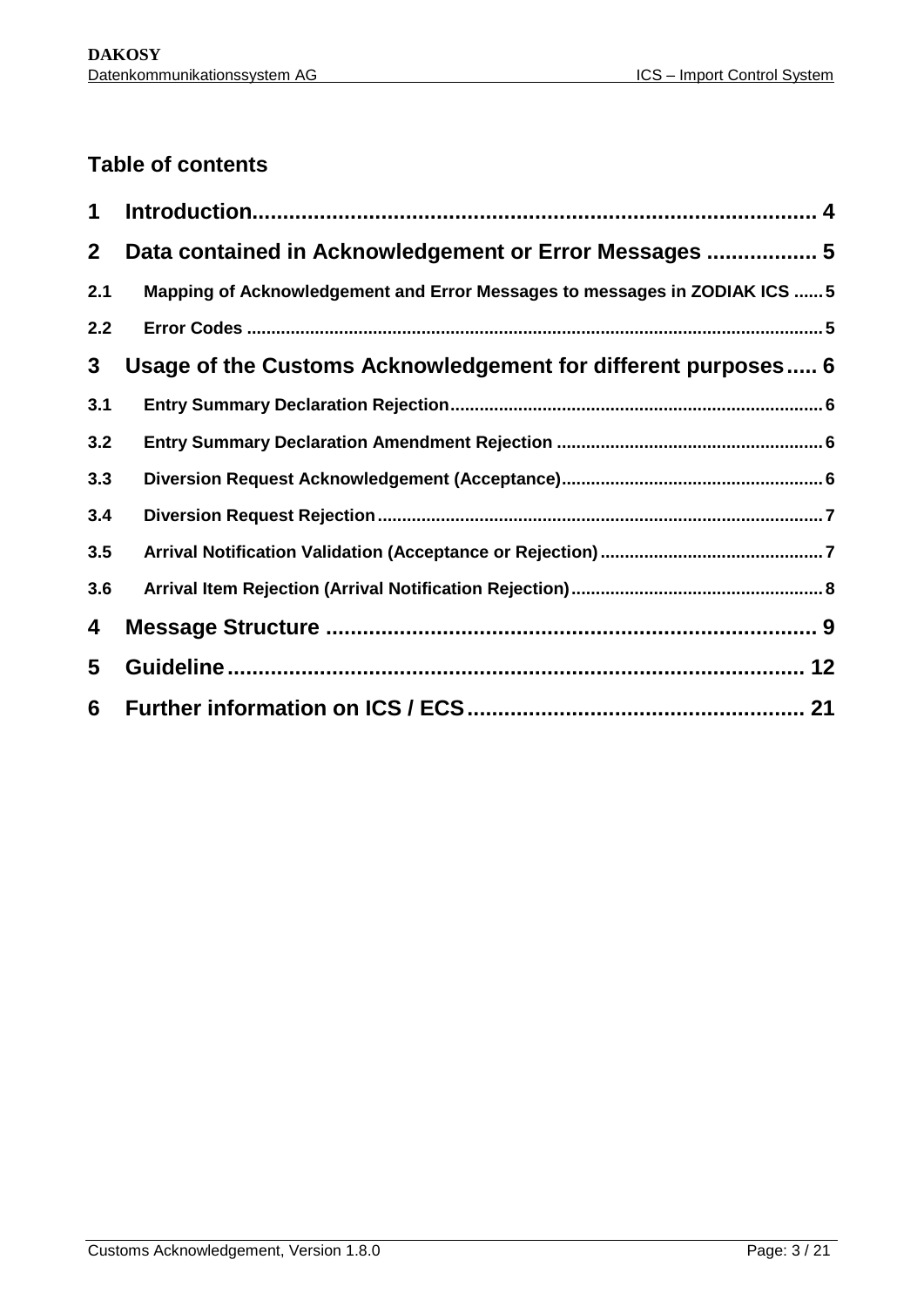## Table of contents

| | | |
|---|---|---|
| **1** | **Introduction** | **4** |
| **2** | **Data contained in Acknowledgement or Error Messages** | **5** |
| **2.1** | **Mapping of Acknowledgement and Error Messages to messages in ZODIAK ICS** | **5** |
| **2.2** | **Error Codes** | **5** |
| **3** | **Usage of the Customs Acknowledgement for different purposes** | **6** |
| **3.1** | **Entry Summary Declaration Rejection** | **6** |
| **3.2** | **Entry Summary Declaration Amendment Rejection** | **6** |
| **3.3** | **Diversion Request Acknowledgement (Acceptance)** | **6** |
| **3.4** | **Diversion Request Rejection** | **7** |
| **3.5** | **Arrival Notification Validation (Acceptance or Rejection)** | **7** |
| **3.6** | **Arrival Item Rejection (Arrival Notification Rejection)** | **8** |
| **4** | **Message Structure** | **9** |
| **5** | **Guideline** | **12** |
| **6** | **Further information on ICS / ECS** | **21** |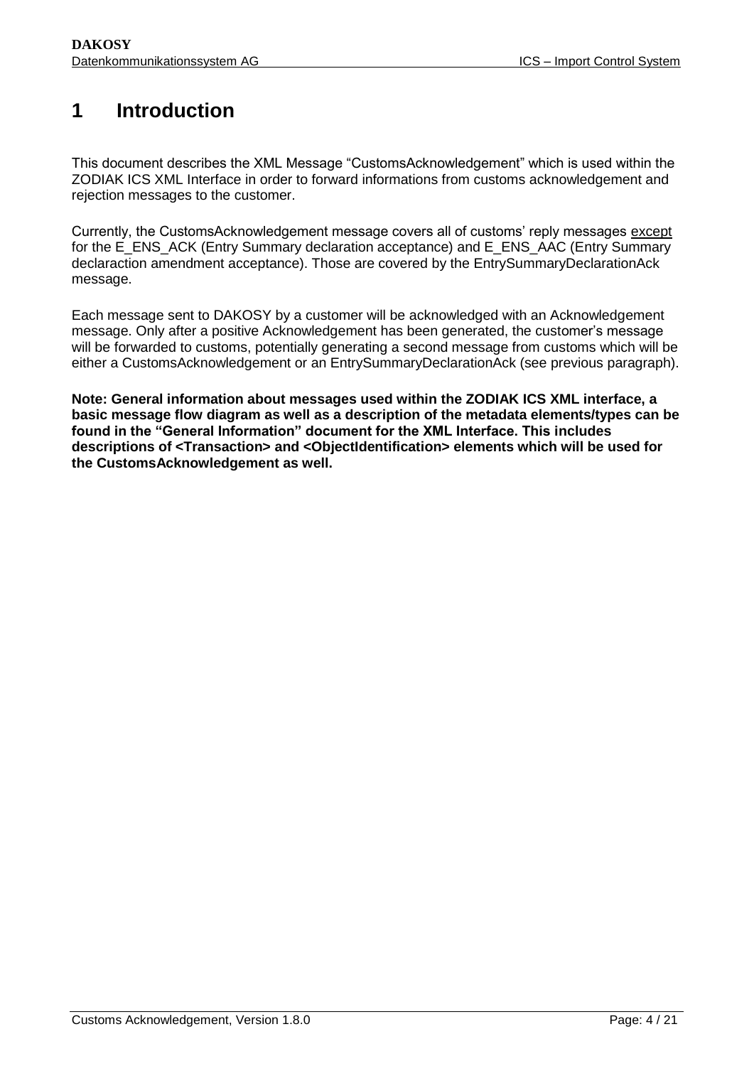# 1 Introduction

This document describes the XML Message "CustomsAcknowledgement" which is used within the ZODIAK ICS XML Interface in order to forward informations from customs acknowledgement and rejection messages to the customer.

Currently, the CustomsAcknowledgement message covers all of customs' reply messages except for the E_ENS_ACK (Entry Summary declaration acceptance) and E_ENS_AAC (Entry Summary declaraction amendment acceptance). Those are covered by the EntrySummaryDeclarationAck message.

Each message sent to DAKOSY by a customer will be acknowledged with an Acknowledgement message. Only after a positive Acknowledgement has been generated, the customer's message will be forwarded to customs, potentially generating a second message from customs which will be either a CustomsAcknowledgement or an EntrySummaryDeclarationAck (see previous paragraph).

**Note: General information about messages used within the ZODIAK ICS XML interface, a basic message flow diagram as well as a description of the metadata elements/types can be found in the "General Information" document for the XML Interface. This includes descriptions of <Transaction> and <ObjectIdentification> elements which will be used for the CustomsAcknowledgement as well.**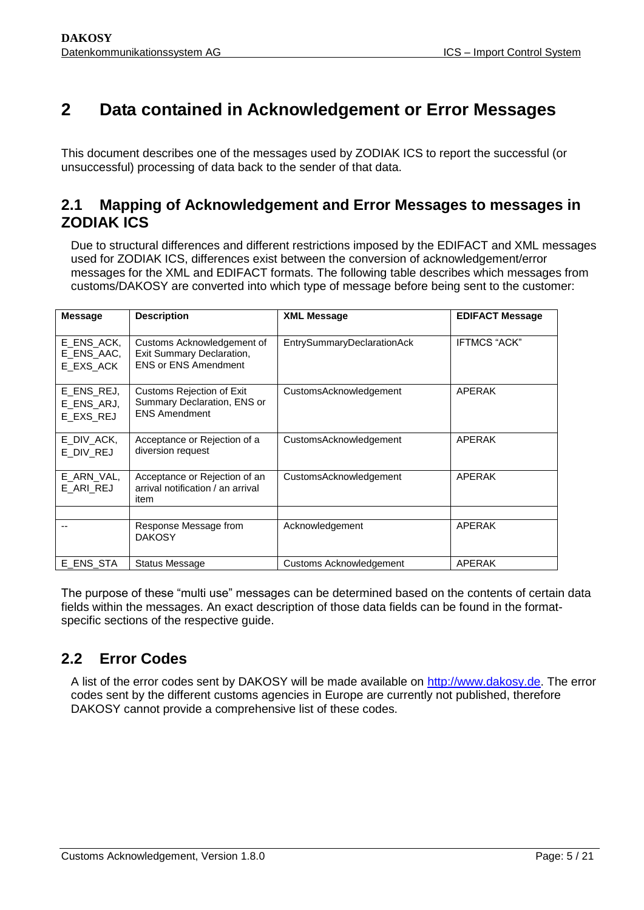# 2 Data contained in Acknowledgement or Error Messages

This document describes one of the messages used by ZODIAK ICS to report the successful (or unsuccessful) processing of data back to the sender of that data.

## 2.1 Mapping of Acknowledgement and Error Messages to messages in ZODIAK ICS

Due to structural differences and different restrictions imposed by the EDIFACT and XML messages used for ZODIAK ICS, differences exist between the conversion of acknowledgement/error messages for the XML and EDIFACT formats. The following table describes which messages from customs/DAKOSY are converted into which type of message before being sent to the customer:

| Message | Description | XML Message | EDIFACT Message |
|---|---|---|---|
| E_ENS_ACK, E_ENS_AAC, E_EXS_ACK | Customs Acknowledgement of Exit Summary Declaration, ENS or ENS Amendment | EntrySummaryDeclarationAck | IFTMCS "ACK" |
| E_ENS_REJ, E_ENS_ARJ, E_EXS_REJ | Customs Rejection of Exit Summary Declaration, ENS or ENS Amendment | CustomsAcknowledgement | APERAK |
| E_DIV_ACK, E_DIV_REJ | Acceptance or Rejection of a diversion request | CustomsAcknowledgement | APERAK |
| E_ARN_VAL, E_ARI_REJ | Acceptance or Rejection of an arrival notification / an arrival item | CustomsAcknowledgement | APERAK |
| | | | |
| -- | Response Message from DAKOSY | Acknowledgement | APERAK |
| E_ENS_STA | Status Message | Customs Acknowledgement | APERAK |

The purpose of these "multi use" messages can be determined based on the contents of certain data fields within the messages. An exact description of those data fields can be found in the format-specific sections of the respective guide.

## 2.2 Error Codes

A list of the error codes sent by DAKOSY will be made available on http://www.dakosy.de. The error codes sent by the different customs agencies in Europe are currently not published, therefore DAKOSY cannot provide a comprehensive list of these codes.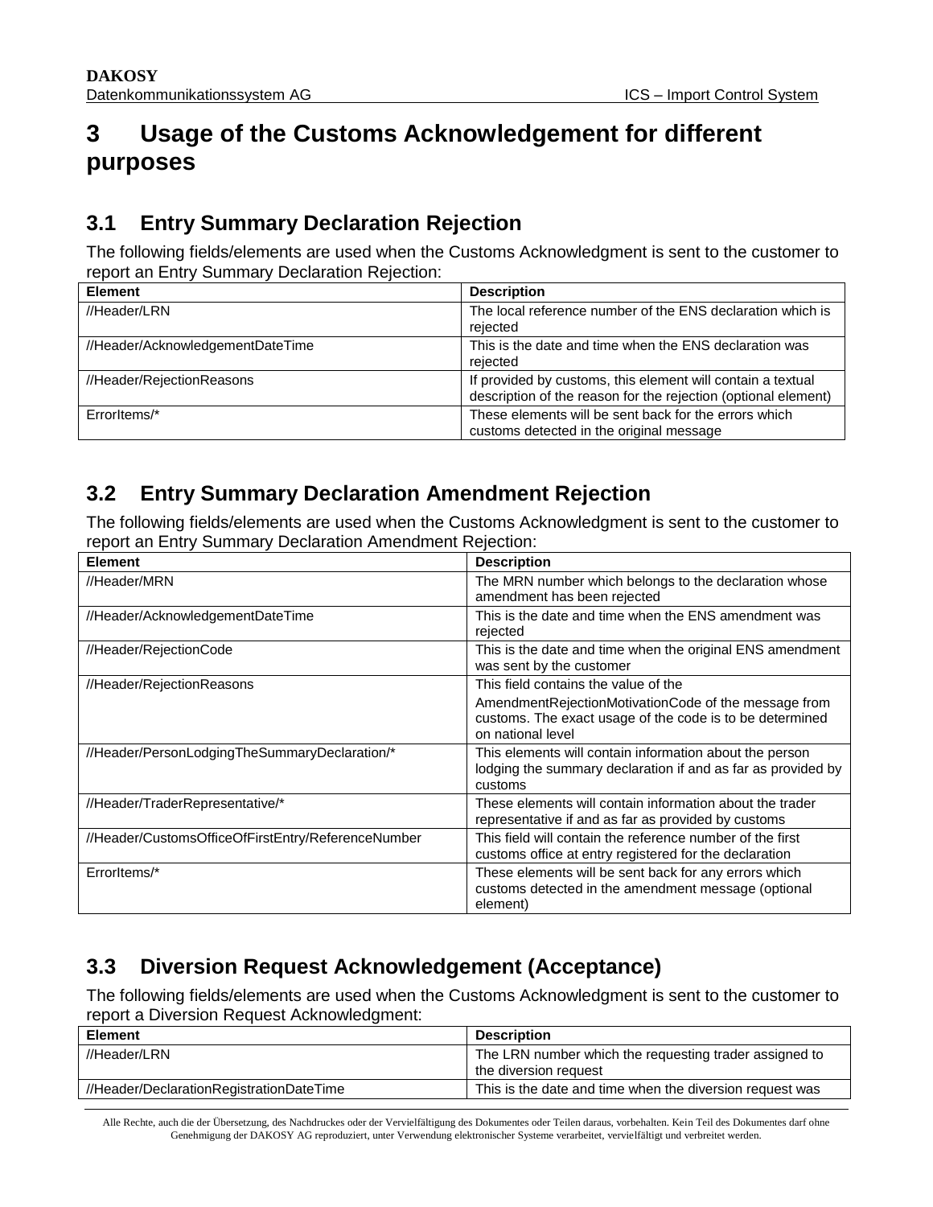# 3 Usage of the Customs Acknowledgement for different purposes

## 3.1 Entry Summary Declaration Rejection

The following fields/elements are used when the Customs Acknowledgment is sent to the customer to report an Entry Summary Declaration Rejection:

| Element | Description |
|---|---|
| //Header/LRN | The local reference number of the ENS declaration which is rejected |
| //Header/AcknowledgementDateTime | This is the date and time when the ENS declaration was rejected |
| //Header/RejectionReasons | If provided by customs, this element will contain a textual description of the reason for the rejection (optional element) |
| ErrorItems/* | These elements will be sent back for the errors which customs detected in the original message |

## 3.2 Entry Summary Declaration Amendment Rejection

The following fields/elements are used when the Customs Acknowledgment is sent to the customer to report an Entry Summary Declaration Amendment Rejection:

| Element | Description |
|---|---|
| //Header/MRN | The MRN number which belongs to the declaration whose amendment has been rejected |
| //Header/AcknowledgementDateTime | This is the date and time when the ENS amendment was rejected |
| //Header/RejectionCode | This is the date and time when the original ENS amendment was sent by the customer |
| //Header/RejectionReasons | This field contains the value of the AmendmentRejectionMotivationCode of the message from customs. The exact usage of the code is to be determined on national level |
| //Header/PersonLodgingTheSummaryDeclaration/* | This elements will contain information about the person lodging the summary declaration if and as far as provided by customs |
| //Header/TraderRepresentative/* | These elements will contain information about the trader representative if and as far as provided by customs |
| //Header/CustomsOfficeOfFirstEntry/ReferenceNumber | This field will contain the reference number of the first customs office at entry registered for the declaration |
| ErrorItems/* | These elements will be sent back for any errors which customs detected in the amendment message (optional element) |

## 3.3 Diversion Request Acknowledgement (Acceptance)

The following fields/elements are used when the Customs Acknowledgment is sent to the customer to report a Diversion Request Acknowledgment:

| Element | Description |
|---|---|
| //Header/LRN | The LRN number which the requesting trader assigned to the diversion request |
| //Header/DeclarationRegistrationDateTime | This is the date and time when the diversion request was |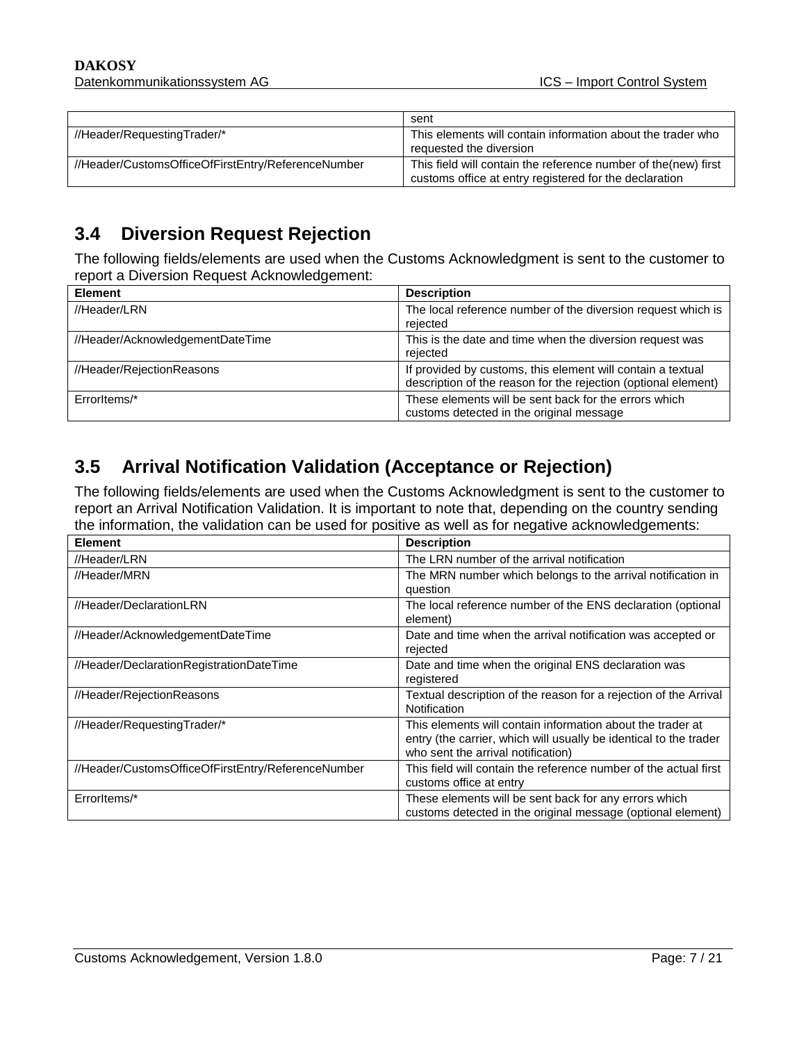| | |
|---|---|
| | sent |
| //Header/RequestingTrader/* | This elements will contain information about the trader who requested the diversion |
| //Header/CustomsOfficeOfFirstEntry/ReferenceNumber | This field will contain the reference number of the(new) first customs office at entry registered for the declaration |

## 3.4 Diversion Request Rejection

The following fields/elements are used when the Customs Acknowledgment is sent to the customer to report a Diversion Request Acknowledgement:

| Element | Description |
|---|---|
| //Header/LRN | The local reference number of the diversion request which is rejected |
| //Header/AcknowledgementDateTime | This is the date and time when the diversion request was rejected |
| //Header/RejectionReasons | If provided by customs, this element will contain a textual description of the reason for the rejection (optional element) |
| ErrorItems/* | These elements will be sent back for the errors which customs detected in the original message |

## 3.5 Arrival Notification Validation (Acceptance or Rejection)

The following fields/elements are used when the Customs Acknowledgment is sent to the customer to report an Arrival Notification Validation. It is important to note that, depending on the country sending the information, the validation can be used for positive as well as for negative acknowledgements:

| Element | Description |
|---|---|
| //Header/LRN | The LRN number of the arrival notification |
| //Header/MRN | The MRN number which belongs to the arrival notification in question |
| //Header/DeclarationLRN | The local reference number of the ENS declaration (optional element) |
| //Header/AcknowledgementDateTime | Date and time when the arrival notification was accepted or rejected |
| //Header/DeclarationRegistrationDateTime | Date and time when the original ENS declaration was registered |
| //Header/RejectionReasons | Textual description of the reason for a rejection of the Arrival Notification |
| //Header/RequestingTrader/* | This elements will contain information about the trader at entry (the carrier, which will usually be identical to the trader who sent the arrival notification) |
| //Header/CustomsOfficeOfFirstEntry/ReferenceNumber | This field will contain the reference number of the actual first customs office at entry |
| ErrorItems/* | These elements will be sent back for any errors which customs detected in the original message (optional element) |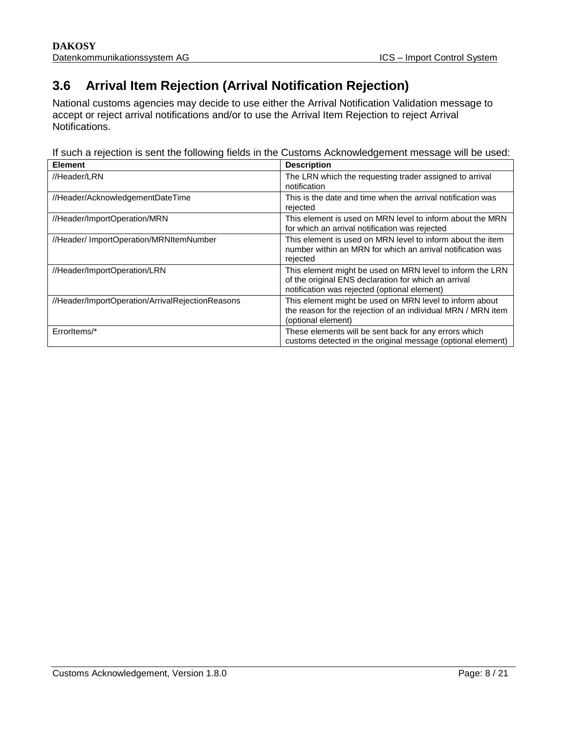## 3.6 Arrival Item Rejection (Arrival Notification Rejection)

National customs agencies may decide to use either the Arrival Notification Validation message to accept or reject arrival notifications and/or to use the Arrival Item Rejection to reject Arrival Notifications.

If such a rejection is sent the following fields in the Customs Acknowledgement message will be used:

| Element | Description |
| --- | --- |
| //Header/LRN | The LRN which the requesting trader assigned to arrival notification |
| //Header/AcknowledgementDateTime | This is the date and time when the arrival notification was rejected |
| //Header/ImportOperation/MRN | This element is used on MRN level to inform about the MRN for which an arrival notification was rejected |
| //Header/ ImportOperation/MRNItemNumber | This element is used on MRN level to inform about the item number within an MRN for which an arrival notification was rejected |
| //Header/ImportOperation/LRN | This element might be used on MRN level to inform the LRN of the original ENS declaration for which an arrival notification was rejected (optional element) |
| //Header/ImportOperation/ArrivalRejectionReasons | This element might be used on MRN level to inform about the reason for the rejection of an individual MRN / MRN item (optional element) |
| ErrorItems/* | These elements will be sent back for any errors which customs detected in the original message (optional element) |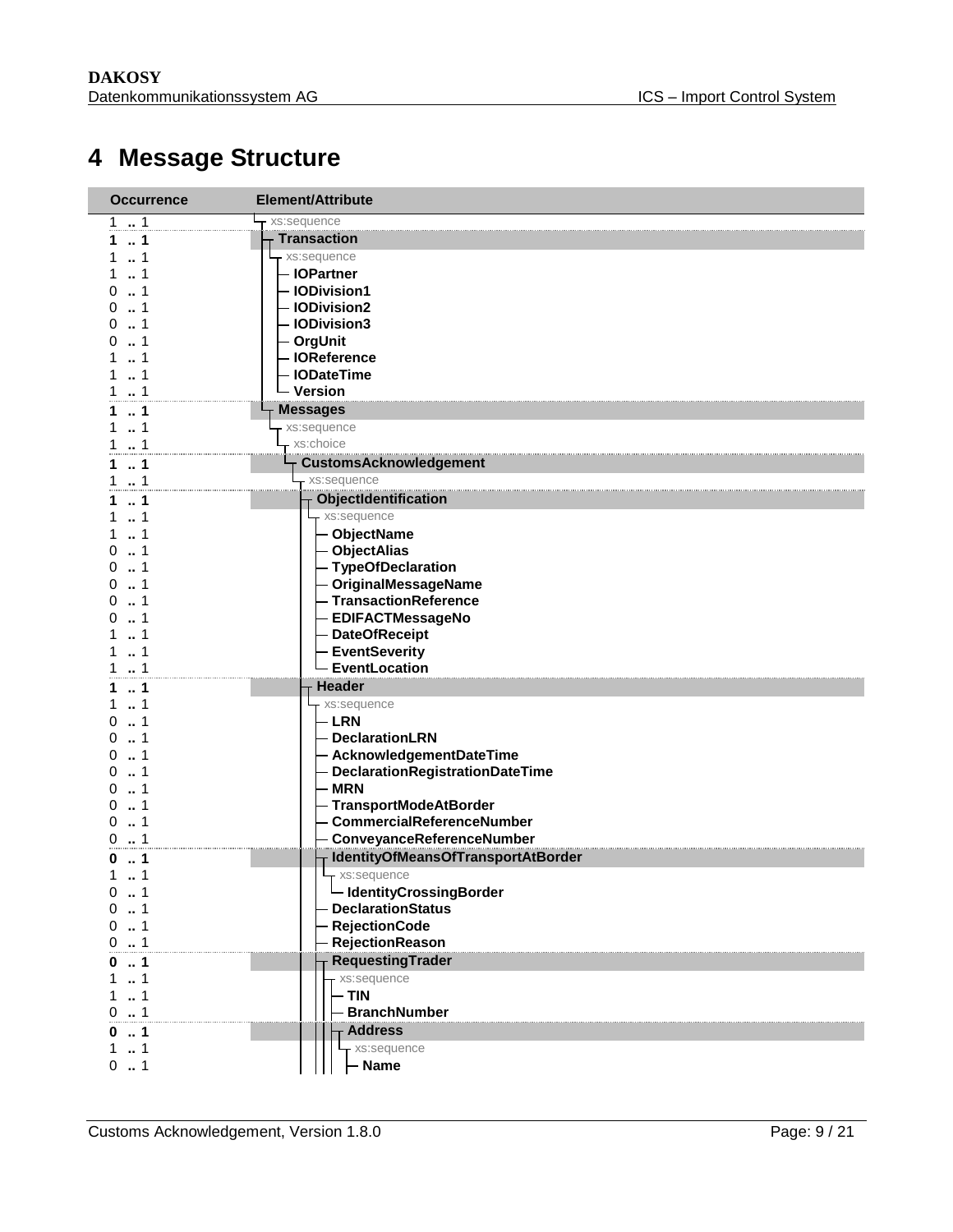# 4 Message Structure

| Occurrence | Element/Attribute |
|---|---|
| 1 .. 1 | xs:sequence |
| **1 .. 1** | **Transaction** |
| 1 .. 1 | xs:sequence |
| 1 .. 1 | **IOPartner** |
| 0 .. 1 | **IODivision1** |
| 0 .. 1 | **IODivision2** |
| 0 .. 1 | **IODivision3** |
| 0 .. 1 | **OrgUnit** |
| 1 .. 1 | **IOReference** |
| 1 .. 1 | **IODateTime** |
| 1 .. 1 | **Version** |
| **1 .. 1** | **Messages** |
| 1 .. 1 | xs:sequence |
| 1 .. 1 | xs:choice |
| **1 .. 1** | **CustomsAcknowledgement** |
| 1 .. 1 | xs:sequence |
| **1 .. 1** | **ObjectIdentification** |
| 1 .. 1 | xs:sequence |
| 1 .. 1 | **ObjectName** |
| 0 .. 1 | **ObjectAlias** |
| 0 .. 1 | **TypeOfDeclaration** |
| 0 .. 1 | **OriginalMessageName** |
| 0 .. 1 | **TransactionReference** |
| 0 .. 1 | **EDIFACTMessageNo** |
| 1 .. 1 | **DateOfReceipt** |
| 1 .. 1 | **EventSeverity** |
| 1 .. 1 | **EventLocation** |
| **1 .. 1** | **Header** |
| 1 .. 1 | xs:sequence |
| 0 .. 1 | **LRN** |
| 0 .. 1 | **DeclarationLRN** |
| 0 .. 1 | **AcknowledgementDateTime** |
| 0 .. 1 | **DeclarationRegistrationDateTime** |
| 0 .. 1 | **MRN** |
| 0 .. 1 | **TransportModeAtBorder** |
| 0 .. 1 | **CommercialReferenceNumber** |
| 0 .. 1 | **ConveyanceReferenceNumber** |
| **0 .. 1** | **IdentityOfMeansOfTransportAtBorder** |
| 1 .. 1 | xs:sequence |
| 0 .. 1 | **IdentityCrossingBorder** |
| 0 .. 1 | **DeclarationStatus** |
| 0 .. 1 | **RejectionCode** |
| 0 .. 1 | **RejectionReason** |
| **0 .. 1** | **RequestingTrader** |
| 1 .. 1 | xs:sequence |
| 1 .. 1 | **TIN** |
| 0 .. 1 | **BranchNumber** |
| **0 .. 1** | **Address** |
| 1 .. 1 | xs:sequence |
| 0 .. 1 | **Name** |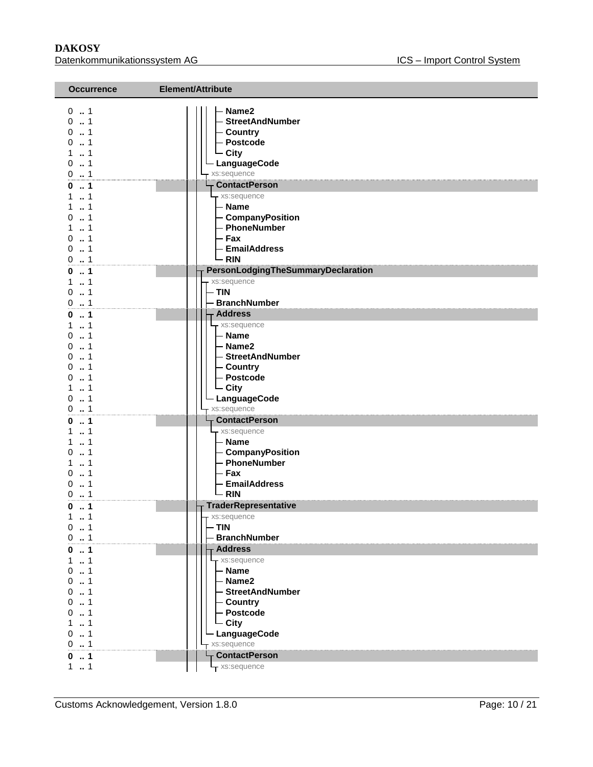| Occurrence | Element/Attribute |
|---|---|
| 0 .. 1 | Name2 |
| 0 .. 1 | StreetAndNumber |
| 0 .. 1 | Country |
| 0 .. 1 | Postcode |
| 1 .. 1 | City |
| 0 .. 1 | LanguageCode |
| 0 .. 1 | xs:sequence |
| **0 .. 1** | **ContactPerson** |
| 1 .. 1 | xs:sequence |
| 1 .. 1 | Name |
| 0 .. 1 | CompanyPosition |
| 1 .. 1 | PhoneNumber |
| 0 .. 1 | Fax |
| 0 .. 1 | EmailAddress |
| 0 .. 1 | RIN |
| **0 .. 1** | **PersonLodgingTheSummaryDeclaration** |
| 1 .. 1 | xs:sequence |
| 0 .. 1 | TIN |
| 0 .. 1 | BranchNumber |
| **0 .. 1** | **Address** |
| 1 .. 1 | xs:sequence |
| 0 .. 1 | Name |
| 0 .. 1 | Name2 |
| 0 .. 1 | StreetAndNumber |
| 0 .. 1 | Country |
| 0 .. 1 | Postcode |
| 1 .. 1 | City |
| 0 .. 1 | LanguageCode |
| 0 .. 1 | xs:sequence |
| **0 .. 1** | **ContactPerson** |
| 1 .. 1 | xs:sequence |
| 1 .. 1 | Name |
| 0 .. 1 | CompanyPosition |
| 1 .. 1 | PhoneNumber |
| 0 .. 1 | Fax |
| 0 .. 1 | EmailAddress |
| 0 .. 1 | RIN |
| **0 .. 1** | **TraderRepresentative** |
| 1 .. 1 | xs:sequence |
| 0 .. 1 | TIN |
| 0 .. 1 | BranchNumber |
| **0 .. 1** | **Address** |
| 1 .. 1 | xs:sequence |
| 0 .. 1 | Name |
| 0 .. 1 | Name2 |
| 0 .. 1 | StreetAndNumber |
| 0 .. 1 | Country |
| 0 .. 1 | Postcode |
| 1 .. 1 | City |
| 0 .. 1 | LanguageCode |
| 0 .. 1 | xs:sequence |
| **0 .. 1** | **ContactPerson** |
| 1 .. 1 | xs:sequence |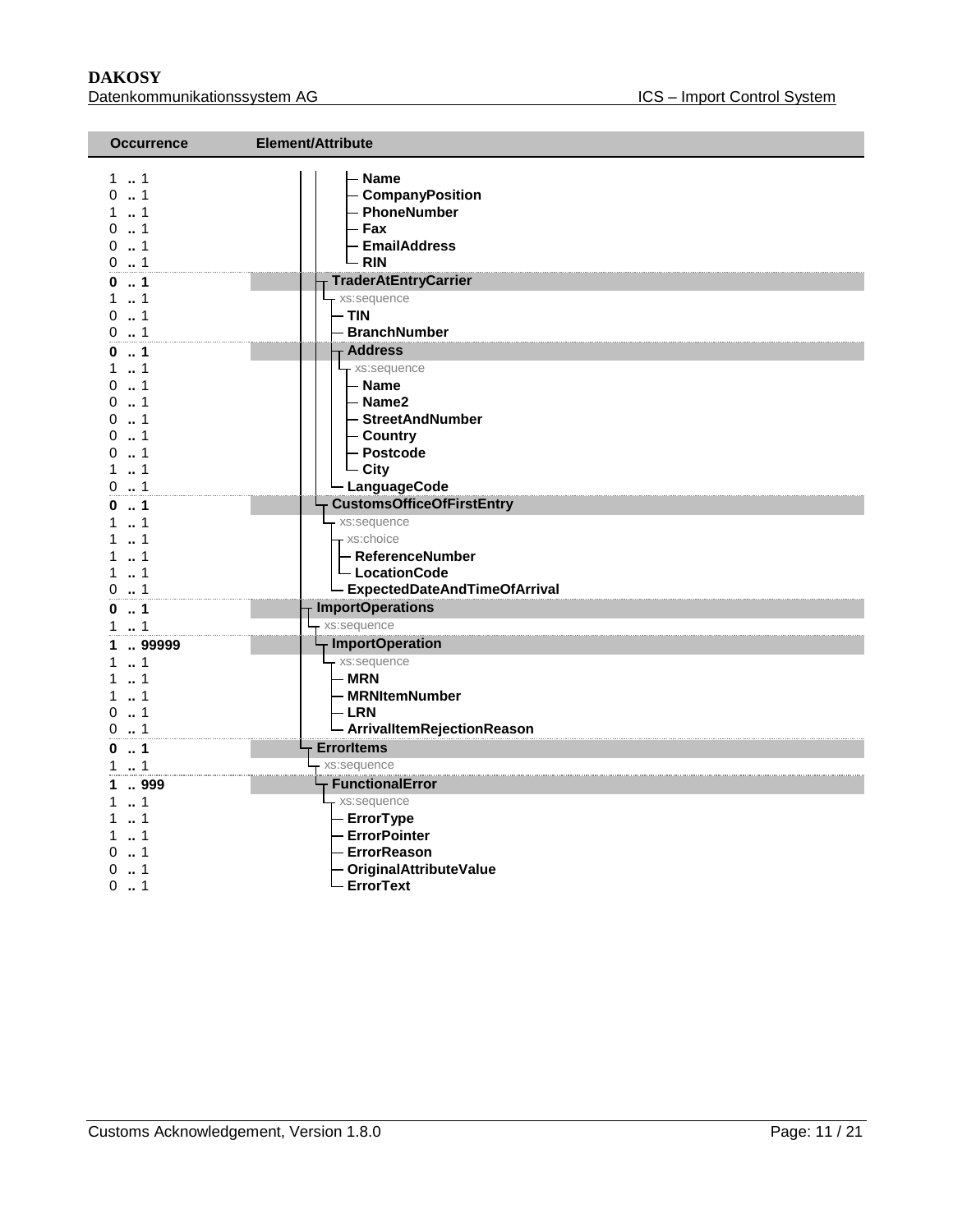| Occurrence | Element/Attribute |
|---|---|
| 1 .. 1 | Name |
| 0 .. 1 | CompanyPosition |
| 1 .. 1 | PhoneNumber |
| 0 .. 1 | Fax |
| 0 .. 1 | EmailAddress |
| 0 .. 1 | RIN |
| **0 .. 1** | **TraderAtEntryCarrier** |
| 1 .. 1 | xs:sequence |
| 0 .. 1 | TIN |
| 0 .. 1 | BranchNumber |
| **0 .. 1** | **Address** |
| 1 .. 1 | xs:sequence |
| 0 .. 1 | Name |
| 0 .. 1 | Name2 |
| 0 .. 1 | StreetAndNumber |
| 0 .. 1 | Country |
| 0 .. 1 | Postcode |
| 1 .. 1 | City |
| 0 .. 1 | LanguageCode |
| **0 .. 1** | **CustomsOfficeOfFirstEntry** |
| 1 .. 1 | xs:sequence |
| 1 .. 1 | xs:choice |
| 1 .. 1 | ReferenceNumber |
| 1 .. 1 | LocationCode |
| 0 .. 1 | ExpectedDateAndTimeOfArrival |
| **0 .. 1** | **ImportOperations** |
| 1 .. 1 | xs:sequence |
| **1 .. 99999** | **ImportOperation** |
| 1 .. 1 | xs:sequence |
| 1 .. 1 | MRN |
| 1 .. 1 | MRNItemNumber |
| 0 .. 1 | LRN |
| 0 .. 1 | ArrivalItemRejectionReason |
| **0 .. 1** | **ErrorItems** |
| 1 .. 1 | xs:sequence |
| **1 .. 999** | **FunctionalError** |
| 1 .. 1 | xs:sequence |
| 1 .. 1 | ErrorType |
| 1 .. 1 | ErrorPointer |
| 0 .. 1 | ErrorReason |
| 0 .. 1 | OriginalAttributeValue |
| 0 .. 1 | ErrorText |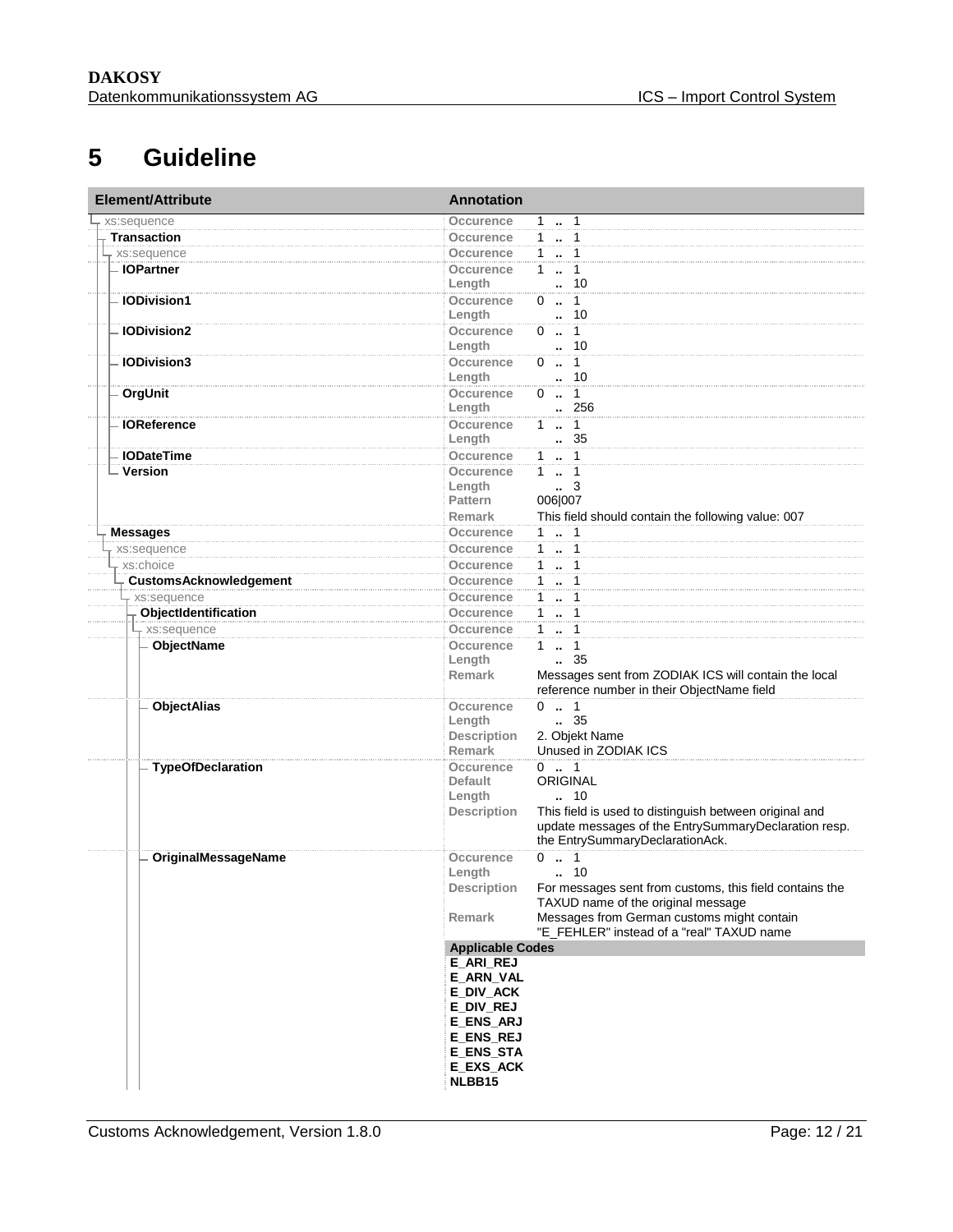# 5 Guideline

| Element/Attribute | Annotation | |
|---|---|---|
| xs:sequence | Occurence | 1 .. 1 |
| Transaction | Occurence | 1 .. 1 |
| xs:sequence | Occurence | 1 .. 1 |
| IOPartner | Occurence | 1 .. 1 |
| | Length | .. 10 |
| IODivision1 | Occurence | 0 .. 1 |
| | Length | .. 10 |
| IODivision2 | Occurence | 0 .. 1 |
| | Length | .. 10 |
| IODivision3 | Occurence | 0 .. 1 |
| | Length | .. 10 |
| OrgUnit | Occurence | 0 .. 1 |
| | Length | .. 256 |
| IOReference | Occurence | 1 .. 1 |
| | Length | .. 35 |
| IODateTime | Occurence | 1 .. 1 |
| Version | Occurence | 1 .. 1 |
| | Length | .. 3 |
| | Pattern | 006\|007 |
| | Remark | This field should contain the following value: 007 |
| Messages | Occurence | 1 .. 1 |
| xs:sequence | Occurence | 1 .. 1 |
| xs:choice | Occurence | 1 .. 1 |
| CustomsAcknowledgement | Occurence | 1 .. 1 |
| xs:sequence | Occurence | 1 .. 1 |
| ObjectIdentification | Occurence | 1 .. 1 |
| xs:sequence | Occurence | 1 .. 1 |
| ObjectName | Occurence | 1 .. 1 |
| | Length | .. 35 |
| | Remark | Messages sent from ZODIAK ICS will contain the local reference number in their ObjectName field |
| ObjectAlias | Occurence | 0 .. 1 |
| | Length | .. 35 |
| | Description | 2. Objekt Name |
| | Remark | Unused in ZODIAK ICS |
| TypeOfDeclaration | Occurence | 0 .. 1 |
| | Default | ORIGINAL |
| | Length | .. 10 |
| | Description | This field is used to distinguish between original and update messages of the EntrySummaryDeclaration resp. the EntrySummaryDeclarationAck. |
| OriginalMessageName | Occurence | 0 .. 1 |
| | Length | .. 10 |
| | Description | For messages sent from customs, this field contains the TAXUD name of the original message |
| | Remark | Messages from German customs might contain "E_FEHLER" instead of a "real" TAXUD name |
| | **Applicable Codes** | |
| | **E_ARI_REJ** | |
| | **E_ARN_VAL** | |
| | **E_DIV_ACK** | |
| | **E_DIV_REJ** | |
| | **E_ENS_ARJ** | |
| | **E_ENS_REJ** | |
| | **E_ENS_STA** | |
| | **E_EXS_ACK** | |
| | **NLBB15** | |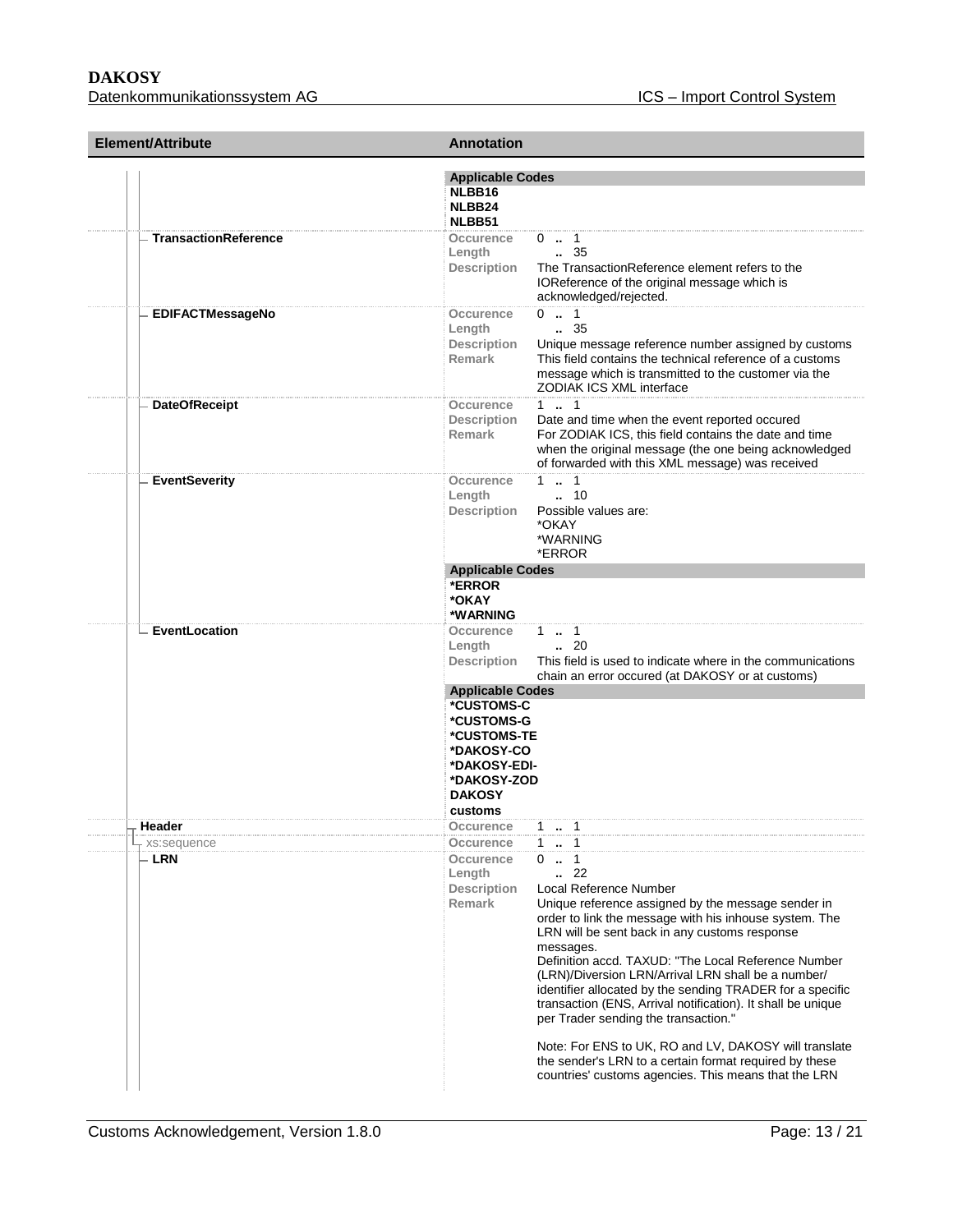| Element/Attribute | Annotation |
| --- | --- |
| | **Applicable Codes**<br>NLBB16<br>NLBB24<br>NLBB51 |
| TransactionReference | Occurence: 0 .. 1<br>Length: .. 35<br>Description: The TransactionReference element refers to the IOReference of the original message which is acknowledged/rejected. |
| EDIFACTMessageNo | Occurence: 0 .. 1<br>Length: .. 35<br>Description: Unique message reference number assigned by customs<br>Remark: This field contains the technical reference of a customs message which is transmitted to the customer via the ZODIAK ICS XML interface |
| DateOfReceipt | Occurence: 1 .. 1<br>Description: Date and time when the event reported occured<br>Remark: For ZODIAK ICS, this field contains the date and time when the original message (the one being acknowledged of forwarded with this XML message) was received |
| EventSeverity | Occurence: 1 .. 1<br>Length: .. 10<br>Description: Possible values are:<br>*OKAY<br>*WARNING<br>*ERROR<br>**Applicable Codes**<br>*ERROR<br>*OKAY<br>*WARNING |
| EventLocation | Occurence: 1 .. 1<br>Length: .. 20<br>Description: This field is used to indicate where in the communications chain an error occured (at DAKOSY or at customs)<br>**Applicable Codes**<br>*CUSTOMS-C<br>*CUSTOMS-G<br>*CUSTOMS-TE<br>*DAKOSY-CO<br>*DAKOSY-EDI-<br>*DAKOSY-ZOD<br>DAKOSY<br>customs |
| Header | Occurence: 1 .. 1 |
| xs:sequence | Occurence: 1 .. 1 |
| LRN | Occurence: 0 .. 1<br>Length: .. 22<br>Description: Local Reference Number<br>Remark: Unique reference assigned by the message sender in order to link the message with his inhouse system. The LRN will be sent back in any customs response messages.<br>Definition accd. TAXUD: "The Local Reference Number (LRN)/Diversion LRN/Arrival LRN shall be a number/ identifier allocated by the sending TRADER for a specific transaction (ENS, Arrival notification). It shall be unique per Trader sending the transaction."<br><br>Note: For ENS to UK, RO and LV, DAKOSY will translate the sender's LRN to a certain format required by these countries' customs agencies. This means that the LRN |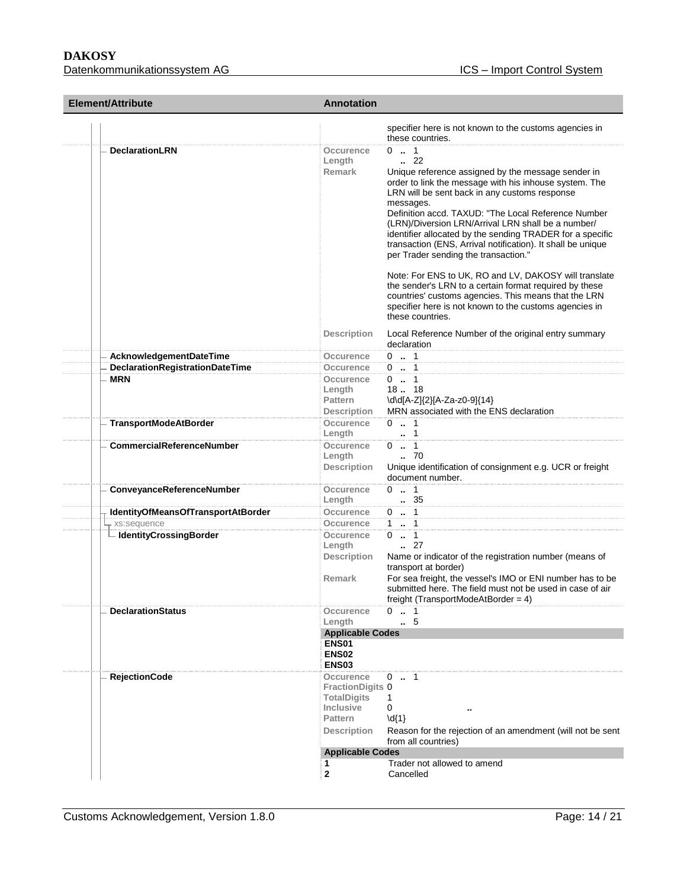| Element/Attribute | Annotation | |
|---|---|---|
| | | specifier here is not known to the customs agencies in these countries. |
| DeclarationLRN | Occurence | 0 .. 1 |
| | Length | .. 22 |
| | Remark | Unique reference assigned by the message sender in order to link the message with his inhouse system. The LRN will be sent back in any customs response messages.<br>Definition accd. TAXUD: "The Local Reference Number (LRN)/Diversion LRN/Arrival LRN shall be a number/ identifier allocated by the sending TRADER for a specific transaction (ENS, Arrival notification). It shall be unique per Trader sending the transaction."<br><br>Note: For ENS to UK, RO and LV, DAKOSY will translate the sender's LRN to a certain format required by these countries' customs agencies. This means that the LRN specifier here is not known to the customs agencies in these countries. |
| | Description | Local Reference Number of the original entry summary declaration |
| AcknowledgementDateTime | Occurence | 0 .. 1 |
| DeclarationRegistrationDateTime | Occurence | 0 .. 1 |
| MRN | Occurence | 0 .. 1 |
| | Length | 18 .. 18 |
| | Pattern | \d\d[A-Z]{2}[A-Za-z0-9]{14} |
| | Description | MRN associated with the ENS declaration |
| TransportModeAtBorder | Occurence | 0 .. 1 |
| | Length | .. 1 |
| CommercialReferenceNumber | Occurence | 0 .. 1 |
| | Length | .. 70 |
| | Description | Unique identification of consignment e.g. UCR or freight document number. |
| ConveyanceReferenceNumber | Occurence | 0 .. 1 |
| | Length | .. 35 |
| IdentityOfMeansOfTransportAtBorder | Occurence | 0 .. 1 |
| xs:sequence | Occurence | 1 .. 1 |
| IdentityCrossingBorder | Occurence | 0 .. 1 |
| | Length | .. 27 |
| | Description | Name or indicator of the registration number (means of transport at border) |
| | Remark | For sea freight, the vessel's IMO or ENI number has to be submitted here. The field must not be used in case of air freight (TransportModeAtBorder = 4) |
| DeclarationStatus | Occurence | 0 .. 1 |
| | Length | .. 5 |
| | **Applicable Codes** | |
| | **ENS01** | |
| | **ENS02** | |
| | **ENS03** | |
| RejectionCode | Occurence | 0 .. 1 |
| | FractionDigits | 0 |
| | TotalDigits | 1 |
| | Inclusive | 0 .. |
| | Pattern | \d{1} |
| | Description | Reason for the rejection of an amendment (will not be sent from all countries) |
| | **Applicable Codes** | |
| | **1** | Trader not allowed to amend |
| | **2** | Cancelled |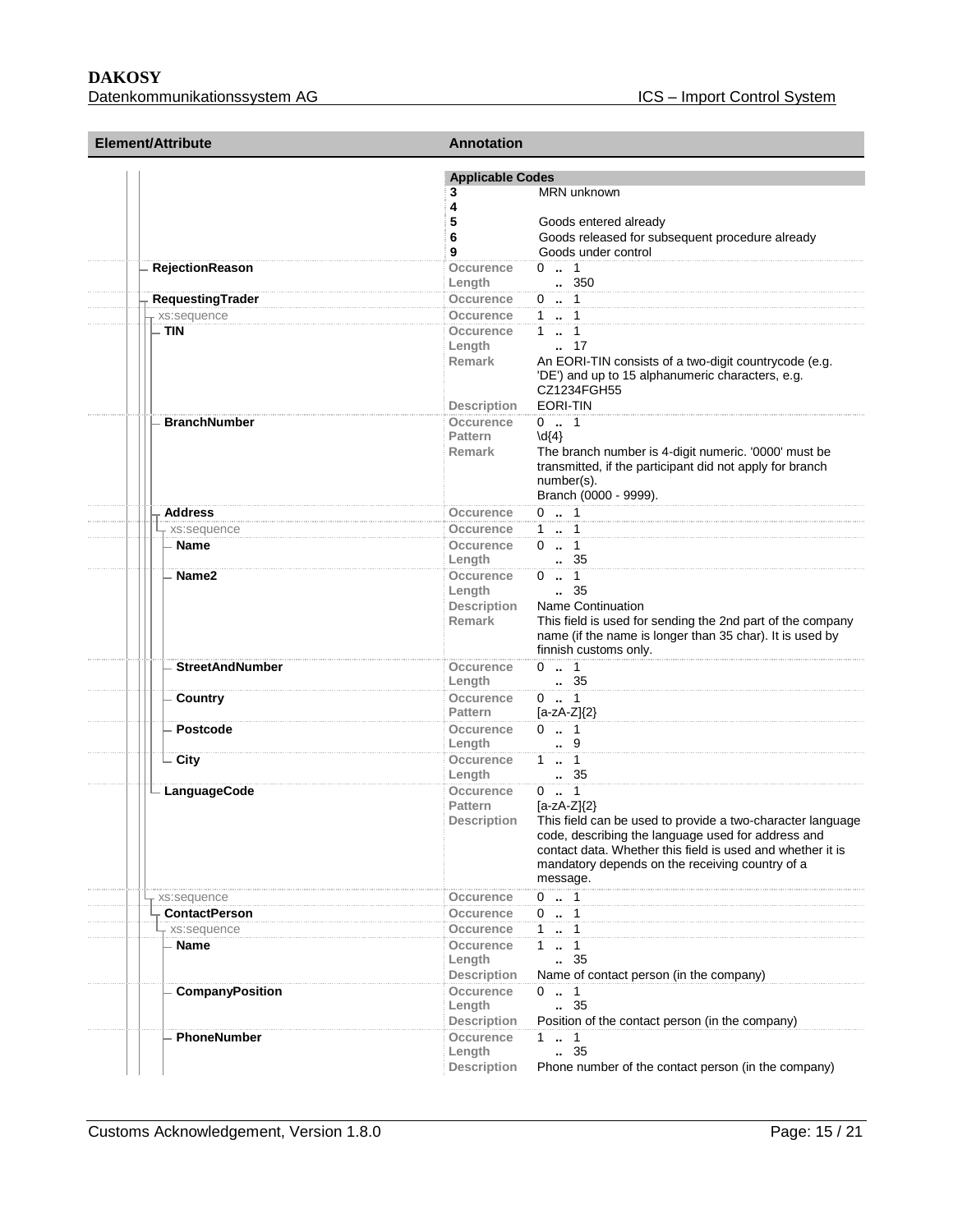| Element/Attribute | Annotation | |
|---|---|---|
| | **Applicable Codes** | |
| | **3** | MRN unknown |
| | **4** | |
| | **5** | Goods entered already |
| | **6** | Goods released for subsequent procedure already |
| | **9** | Goods under control |
| **RejectionReason** | Occurence | 0 .. 1 |
| | Length | .. 350 |
| **RequestingTrader** | Occurence | 0 .. 1 |
| xs:sequence | Occurence | 1 .. 1 |
| **TIN** | Occurence | 1 .. 1 |
| | Length | .. 17 |
| | Remark | An EORI-TIN consists of a two-digit countrycode (e.g. 'DE') and up to 15 alphanumeric characters, e.g. CZ1234FGH55 |
| | Description | EORI-TIN |
| **BranchNumber** | Occurence | 0 .. 1 |
| | Pattern | \d{4} |
| | Remark | The branch number is 4-digit numeric. '0000' must be transmitted, if the participant did not apply for branch number(s).<br>Branch (0000 - 9999). |
| **Address** | Occurence | 0 .. 1 |
| xs:sequence | Occurence | 1 .. 1 |
| **Name** | Occurence | 0 .. 1 |
| | Length | .. 35 |
| **Name2** | Occurence | 0 .. 1 |
| | Length | .. 35 |
| | Description | Name Continuation |
| | Remark | This field is used for sending the 2nd part of the company name (if the name is longer than 35 char). It is used by finnish customs only. |
| **StreetAndNumber** | Occurence | 0 .. 1 |
| | Length | .. 35 |
| **Country** | Occurence | 0 .. 1 |
| | Pattern | [a-zA-Z]{2} |
| **Postcode** | Occurence | 0 .. 1 |
| | Length | .. 9 |
| **City** | Occurence | 1 .. 1 |
| | Length | .. 35 |
| **LanguageCode** | Occurence | 0 .. 1 |
| | Pattern | [a-zA-Z]{2} |
| | Description | This field can be used to provide a two-character language code, describing the language used for address and contact data. Whether this field is used and whether it is mandatory depends on the receiving country of a message. |
| xs:sequence | Occurence | 0 .. 1 |
| **ContactPerson** | Occurence | 0 .. 1 |
| xs:sequence | Occurence | 1 .. 1 |
| **Name** | Occurence | 1 .. 1 |
| | Length | .. 35 |
| | Description | Name of contact person (in the company) |
| **CompanyPosition** | Occurence | 0 .. 1 |
| | Length | .. 35 |
| | Description | Position of the contact person (in the company) |
| **PhoneNumber** | Occurence | 1 .. 1 |
| | Length | .. 35 |
| | Description | Phone number of the contact person (in the company) |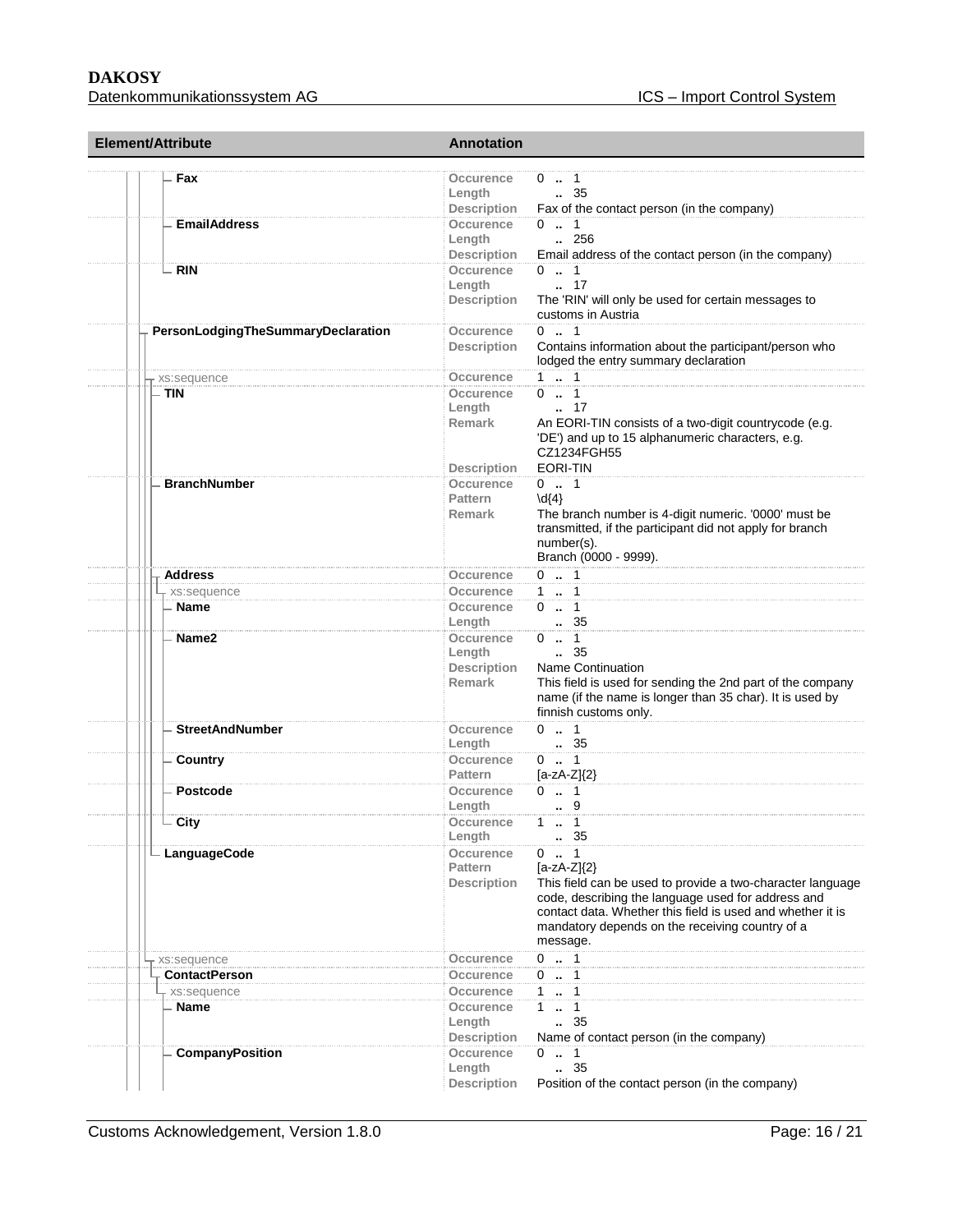| Element/Attribute | Annotation | |
|---|---|---|
| Fax | Occurence | 0 .. 1 |
| | Length | .. 35 |
| | Description | Fax of the contact person (in the company) |
| EmailAddress | Occurence | 0 .. 1 |
| | Length | .. 256 |
| | Description | Email address of the contact person (in the company) |
| RIN | Occurence | 0 .. 1 |
| | Length | .. 17 |
| | Description | The 'RIN' will only be used for certain messages to customs in Austria |
| PersonLodgingTheSummaryDeclaration | Occurence | 0 .. 1 |
| | Description | Contains information about the participant/person who lodged the entry summary declaration |
| xs:sequence | Occurence | 1 .. 1 |
| TIN | Occurence | 0 .. 1 |
| | Length | .. 17 |
| | Remark | An EORI-TIN consists of a two-digit countrycode (e.g. 'DE') and up to 15 alphanumeric characters, e.g. CZ1234FGH55 |
| | Description | EORI-TIN |
| BranchNumber | Occurence | 0 .. 1 |
| | Pattern | \d{4} |
| | Remark | The branch number is 4-digit numeric. '0000' must be transmitted, if the participant did not apply for branch number(s). Branch (0000 - 9999). |
| Address | Occurence | 0 .. 1 |
| xs:sequence | Occurence | 1 .. 1 |
| Name | Occurence | 0 .. 1 |
| | Length | .. 35 |
| Name2 | Occurence | 0 .. 1 |
| | Length | .. 35 |
| | Description | Name Continuation |
| | Remark | This field is used for sending the 2nd part of the company name (if the name is longer than 35 char). It is used by finnish customs only. |
| StreetAndNumber | Occurence | 0 .. 1 |
| | Length | .. 35 |
| Country | Occurence | 0 .. 1 |
| | Pattern | [a-zA-Z]{2} |
| Postcode | Occurence | 0 .. 1 |
| | Length | .. 9 |
| City | Occurence | 1 .. 1 |
| | Length | .. 35 |
| LanguageCode | Occurence | 0 .. 1 |
| | Pattern | [a-zA-Z]{2} |
| | Description | This field can be used to provide a two-character language code, describing the language used for address and contact data. Whether this field is used and whether it is mandatory depends on the receiving country of a message. |
| xs:sequence | Occurence | 0 .. 1 |
| ContactPerson | Occurence | 0 .. 1 |
| xs:sequence | Occurence | 1 .. 1 |
| Name | Occurence | 1 .. 1 |
| | Length | .. 35 |
| | Description | Name of contact person (in the company) |
| CompanyPosition | Occurence | 0 .. 1 |
| | Length | .. 35 |
| | Description | Position of the contact person (in the company) |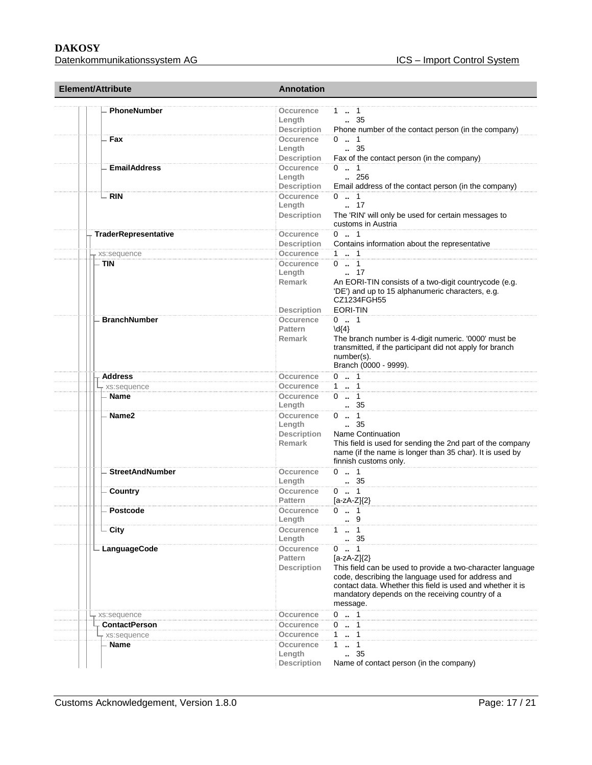| Element/Attribute | Annotation | |
|---|---|---|
| PhoneNumber | Occurence | 1 .. 1 |
| | Length | .. 35 |
| | Description | Phone number of the contact person (in the company) |
| Fax | Occurence | 0 .. 1 |
| | Length | .. 35 |
| | Description | Fax of the contact person (in the company) |
| EmailAddress | Occurence | 0 .. 1 |
| | Length | .. 256 |
| | Description | Email address of the contact person (in the company) |
| RIN | Occurence | 0 .. 1 |
| | Length | .. 17 |
| | Description | The 'RIN' will only be used for certain messages to customs in Austria |
| TraderRepresentative | Occurence | 0 .. 1 |
| | Description | Contains information about the representative |
| xs:sequence | Occurence | 1 .. 1 |
| TIN | Occurence | 0 .. 1 |
| | Length | .. 17 |
| | Remark | An EORI-TIN consists of a two-digit countrycode (e.g. 'DE') and up to 15 alphanumeric characters, e.g. CZ1234FGH55 |
| | Description | EORI-TIN |
| BranchNumber | Occurence | 0 .. 1 |
| | Pattern | \d{4} |
| | Remark | The branch number is 4-digit numeric. '0000' must be transmitted, if the participant did not apply for branch number(s). Branch (0000 - 9999). |
| Address | Occurence | 0 .. 1 |
| xs:sequence | Occurence | 1 .. 1 |
| Name | Occurence | 0 .. 1 |
| | Length | .. 35 |
| Name2 | Occurence | 0 .. 1 |
| | Length | .. 35 |
| | Description | Name Continuation |
| | Remark | This field is used for sending the 2nd part of the company name (if the name is longer than 35 char). It is used by finnish customs only. |
| StreetAndNumber | Occurence | 0 .. 1 |
| | Length | .. 35 |
| Country | Occurence | 0 .. 1 |
| | Pattern | [a-zA-Z]{2} |
| Postcode | Occurence | 0 .. 1 |
| | Length | .. 9 |
| City | Occurence | 1 .. 1 |
| | Length | .. 35 |
| LanguageCode | Occurence | 0 .. 1 |
| | Pattern | [a-zA-Z]{2} |
| | Description | This field can be used to provide a two-character language code, describing the language used for address and contact data. Whether this field is used and whether it is mandatory depends on the receiving country of a message. |
| xs:sequence | Occurence | 0 .. 1 |
| ContactPerson | Occurence | 0 .. 1 |
| xs:sequence | Occurence | 1 .. 1 |
| Name | Occurence | 1 .. 1 |
| | Length | .. 35 |
| | Description | Name of contact person (in the company) |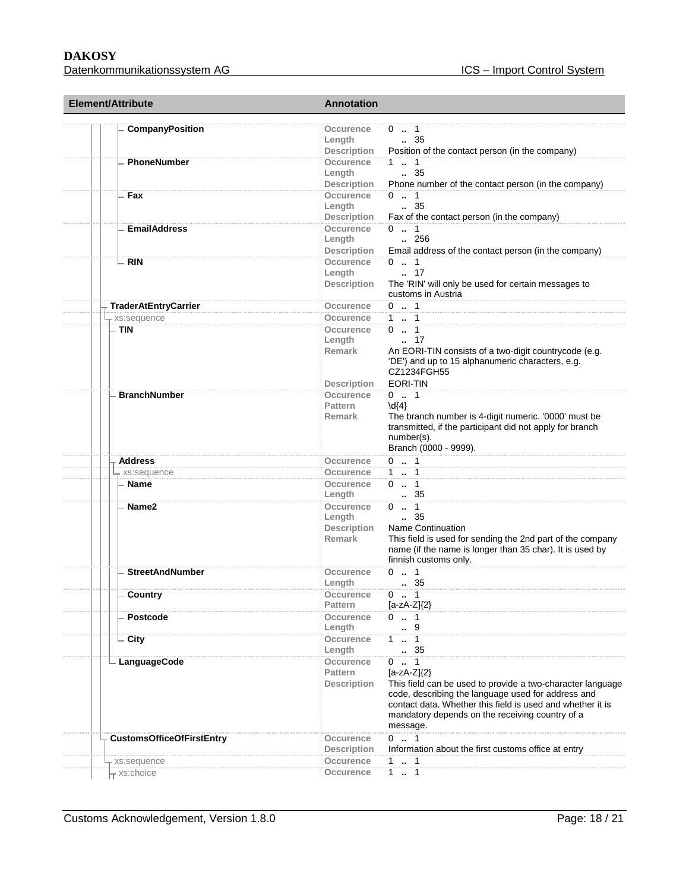| Element/Attribute | Annotation | |
|---|---|---|
| CompanyPosition | Occurence | 0 .. 1 |
| | Length | .. 35 |
| | Description | Position of the contact person (in the company) |
| PhoneNumber | Occurence | 1 .. 1 |
| | Length | .. 35 |
| | Description | Phone number of the contact person (in the company) |
| Fax | Occurence | 0 .. 1 |
| | Length | .. 35 |
| | Description | Fax of the contact person (in the company) |
| EmailAddress | Occurence | 0 .. 1 |
| | Length | .. 256 |
| | Description | Email address of the contact person (in the company) |
| RIN | Occurence | 0 .. 1 |
| | Length | .. 17 |
| | Description | The 'RIN' will only be used for certain messages to customs in Austria |
| TraderAtEntryCarrier | Occurence | 0 .. 1 |
| xs:sequence | Occurence | 1 .. 1 |
| TIN | Occurence | 0 .. 1 |
| | Length | .. 17 |
| | Remark | An EORI-TIN consists of a two-digit countrycode (e.g. 'DE') and up to 15 alphanumeric characters, e.g. CZ1234FGH55 |
| | Description | EORI-TIN |
| BranchNumber | Occurence | 0 .. 1 |
| | Pattern | \d{4} |
| | Remark | The branch number is 4-digit numeric. '0000' must be transmitted, if the participant did not apply for branch number(s). Branch (0000 - 9999). |
| Address | Occurence | 0 .. 1 |
| xs:sequence | Occurence | 1 .. 1 |
| Name | Occurence | 0 .. 1 |
| | Length | .. 35 |
| Name2 | Occurence | 0 .. 1 |
| | Length | .. 35 |
| | Description | Name Continuation |
| | Remark | This field is used for sending the 2nd part of the company name (if the name is longer than 35 char). It is used by finnish customs only. |
| StreetAndNumber | Occurence | 0 .. 1 |
| | Length | .. 35 |
| Country | Occurence | 0 .. 1 |
| | Pattern | [a-zA-Z]{2} |
| Postcode | Occurence | 0 .. 1 |
| | Length | .. 9 |
| City | Occurence | 1 .. 1 |
| | Length | .. 35 |
| LanguageCode | Occurence | 0 .. 1 |
| | Pattern | [a-zA-Z]{2} |
| | Description | This field can be used to provide a two-character language code, describing the language used for address and contact data. Whether this field is used and whether it is mandatory depends on the receiving country of a message. |
| CustomsOfficeOfFirstEntry | Occurence | 0 .. 1 |
| | Description | Information about the first customs office at entry |
| xs:sequence | Occurence | 1 .. 1 |
| xs:choice | Occurence | 1 .. 1 |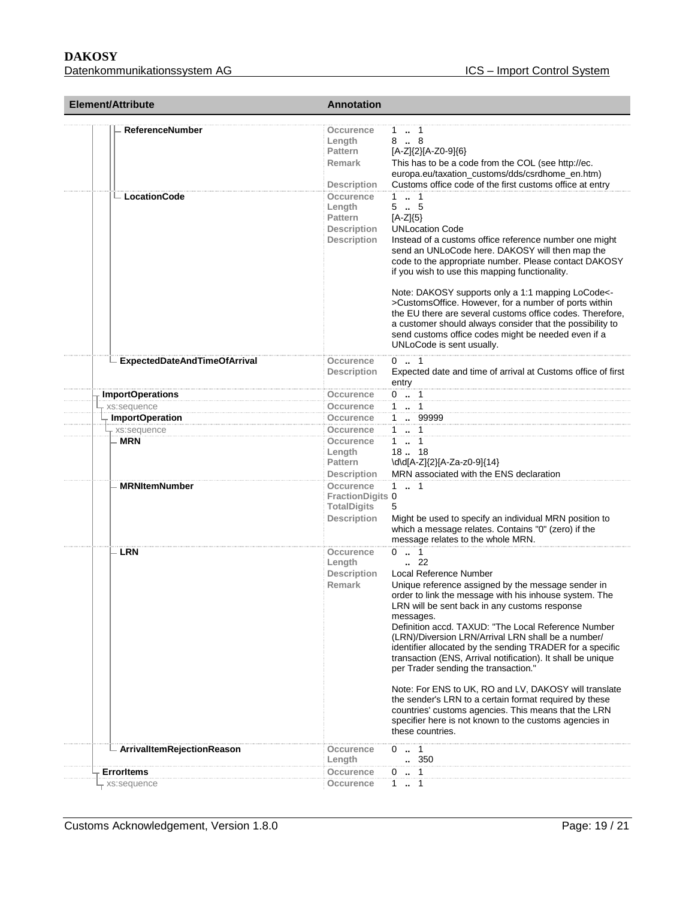| Element/Attribute | Annotation | |
|---|---|---|
| ReferenceNumber | Occurence | 1 .. 1 |
| | Length | 8 .. 8 |
| | Pattern | [A-Z]{2}[A-Z0-9]{6} |
| | Remark | This has to be a code from the COL (see http://ec.europa.eu/taxation_customs/dds/csrdhome_en.htm) |
| | Description | Customs office code of the first customs office at entry |
| LocationCode | Occurence | 1 .. 1 |
| | Length | 5 .. 5 |
| | Pattern | [A-Z]{5} |
| | Description | UNLocation Code |
| | Description | Instead of a customs office reference number one might send an UNLoCode here. DAKOSY will then map the code to the appropriate number. Please contact DAKOSY if you wish to use this mapping functionality.<br><br>Note: DAKOSY supports only a 1:1 mapping LoCode<->CustomsOffice. However, for a number of ports within the EU there are several customs office codes. Therefore, a customer should always consider that the possibility to send customs office codes might be needed even if a UNLoCode is sent usually. |
| ExpectedDateAndTimeOfArrival | Occurence | 0 .. 1 |
| | Description | Expected date and time of arrival at Customs office of first entry |
| ImportOperations | Occurence | 0 .. 1 |
| xs:sequence | Occurence | 1 .. 1 |
| ImportOperation | Occurence | 1 .. 99999 |
| xs:sequence | Occurence | 1 .. 1 |
| MRN | Occurence | 1 .. 1 |
| | Length | 18 .. 18 |
| | Pattern | \d\d[A-Z]{2}[A-Za-z0-9]{14} |
| | Description | MRN associated with the ENS declaration |
| MRNItemNumber | Occurence | 1 .. 1 |
| | FractionDigits | 0 |
| | TotalDigits | 5 |
| | Description | Might be used to specify an individual MRN position to which a message relates. Contains "0" (zero) if the message relates to the whole MRN. |
| LRN | Occurence | 0 .. 1 |
| | Length | .. 22 |
| | Description | Local Reference Number |
| | Remark | Unique reference assigned by the message sender in order to link the message with his inhouse system. The LRN will be sent back in any customs response messages.<br>Definition accd. TAXUD: "The Local Reference Number (LRN)/Diversion LRN/Arrival LRN shall be a number/ identifier allocated by the sending TRADER for a specific transaction (ENS, Arrival notification). It shall be unique per Trader sending the transaction."<br><br>Note: For ENS to UK, RO and LV, DAKOSY will translate the sender's LRN to a certain format required by these countries' customs agencies. This means that the LRN specifier here is not known to the customs agencies in these countries. |
| ArrivalItemRejectionReason | Occurence | 0 .. 1 |
| | Length | .. 350 |
| ErrorItems | Occurence | 0 .. 1 |
| xs:sequence | Occurence | 1 .. 1 |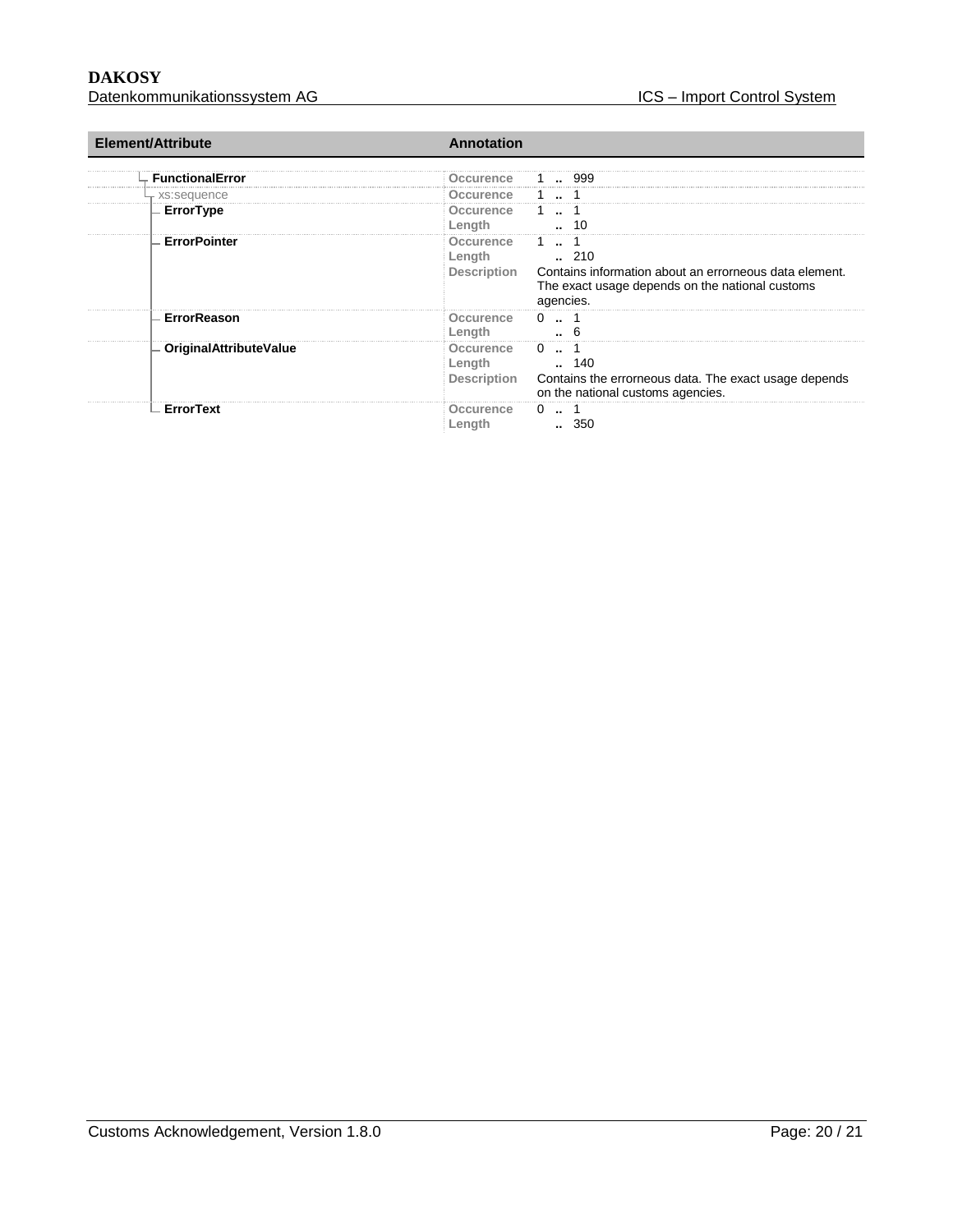| Element/Attribute | Annotation | |
|---|---|---|
| FunctionalError | Occurence | 1 .. 999 |
| xs:sequence | Occurence | 1 .. 1 |
| ErrorType | Occurence | 1 .. 1 |
| | Length | .. 10 |
| ErrorPointer | Occurence | 1 .. 1 |
| | Length | .. 210 |
| | Description | Contains information about an errorneous data element. The exact usage depends on the national customs agencies. |
| ErrorReason | Occurence | 0 .. 1 |
| | Length | .. 6 |
| OriginalAttributeValue | Occurence | 0 .. 1 |
| | Length | .. 140 |
| | Description | Contains the errorneous data. The exact usage depends on the national customs agencies. |
| ErrorText | Occurence | 0 .. 1 |
| | Length | .. 350 |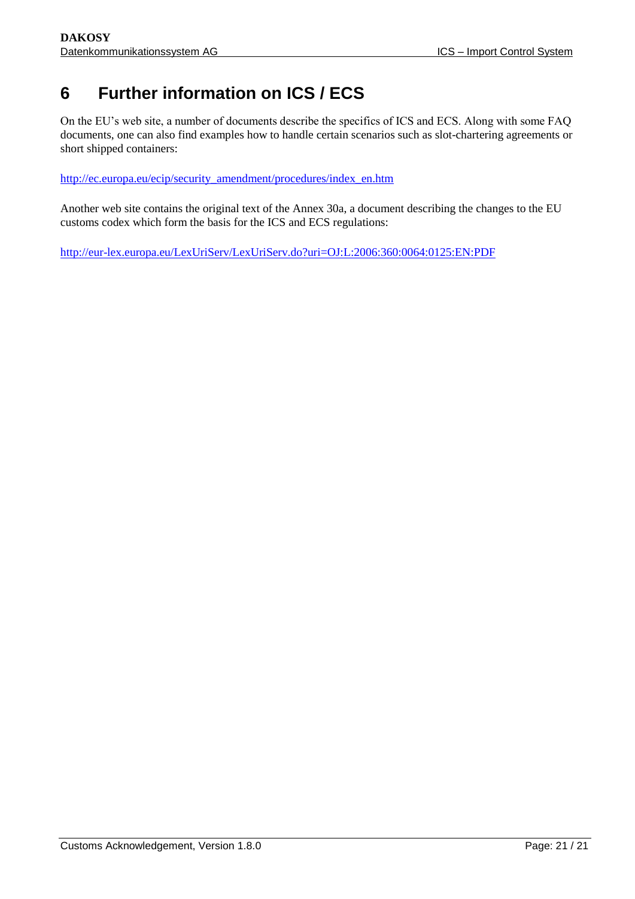# 6 Further information on ICS / ECS

On the EU's web site, a number of documents describe the specifics of ICS and ECS. Along with some FAQ documents, one can also find examples how to handle certain scenarios such as slot-chartering agreements or short shipped containers:

http://ec.europa.eu/ecip/security_amendment/procedures/index_en.htm

Another web site contains the original text of the Annex 30a, a document describing the changes to the EU customs codex which form the basis for the ICS and ECS regulations:

http://eur-lex.europa.eu/LexUriServ/LexUriServ.do?uri=OJ:L:2006:360:0064:0125:EN:PDF